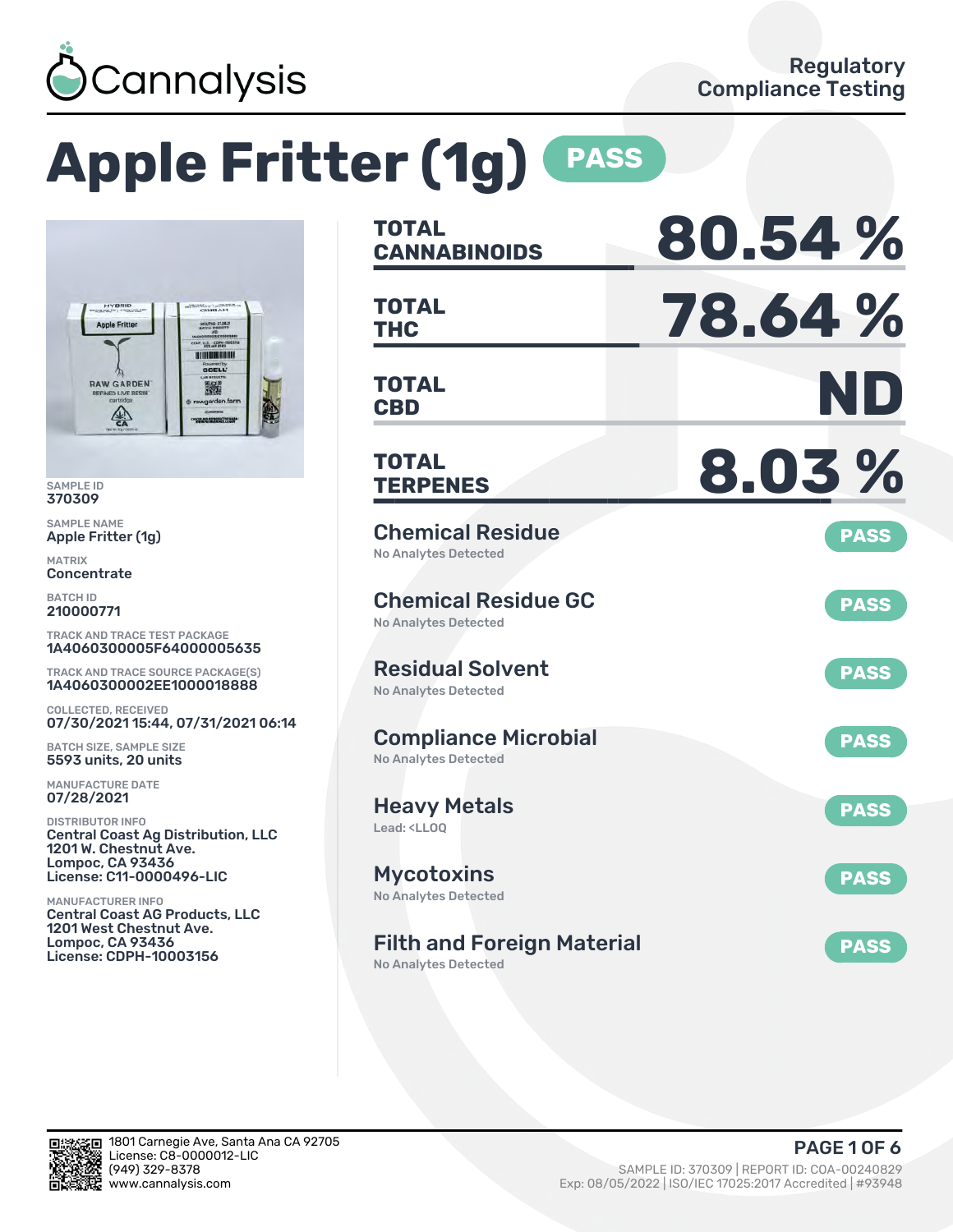Cannalysis

Regulatory Compliance Testing

# Apple Fritter (1g) PASS

SAMPLE ID
370309

SAMPLE NAME
Apple Fritter (1g)

MATRIX
Concentrate

BATCH ID
210000771

TRACK AND TRACE TEST PACKAGE
1A4060300005F64000005635

TRACK AND TRACE SOURCE PACKAGE(S)
1A4060300002EE1000018888

COLLECTED, RECEIVED
07/30/2021 15:44, 07/31/2021 06:14

BATCH SIZE, SAMPLE SIZE
5593 units, 20 units

MANUFACTURE DATE
07/28/2021

DISTRIBUTOR INFO
Central Coast Ag Distribution, LLC
1201 W. Chestnut Ave.
Lompoc, CA 93436
License: C11-0000496-LIC

MANUFACTURER INFO
Central Coast AG Products, LLC
1201 West Chestnut Ave.
Lompoc, CA 93436
License: CDPH-10003156

| | |
|---|---|
| **TOTAL CANNABINOIDS** | **80.54 %** |
| **TOTAL THC** | **78.64 %** |
| **TOTAL CBD** | **ND** |
| **TOTAL TERPENES** | **8.03 %** |

| Test | Result | Status |
|---|---|---|
| Chemical Residue | No Analytes Detected | PASS |
| Chemical Residue GC | No Analytes Detected | PASS |
| Residual Solvent | No Analytes Detected | PASS |
| Compliance Microbial | No Analytes Detected | PASS |
| Heavy Metals | Lead: <LLOQ | PASS |
| Mycotoxins | No Analytes Detected | PASS |
| Filth and Foreign Material | No Analytes Detected | PASS |

1801 Carnegie Ave, Santa Ana CA 92705
License: C8-0000012-LIC
(949) 329-8378
www.cannalysis.com

SAMPLE ID: 370309 | REPORT ID: COA-00240829
Exp: 08/05/2022 | ISO/IEC 17025:2017 Accredited | #93948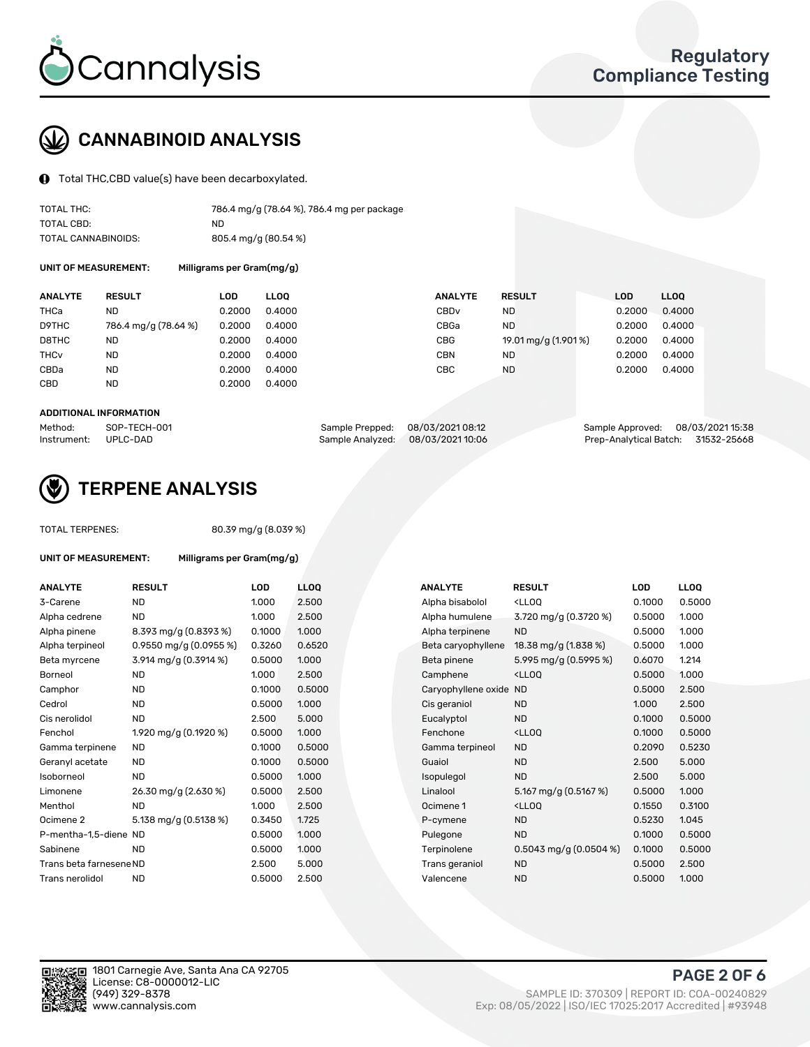# Cannalysis

## Regulatory Compliance Testing

## CANNABINOID ANALYSIS

Total THC,CBD value(s) have been decarboxylated.

| | |
|---|---|
| TOTAL THC: | 786.4 mg/g (78.64 %), 786.4 mg per package |
| TOTAL CBD: | ND |
| TOTAL CANNABINOIDS: | 805.4 mg/g (80.54 %) |

**UNIT OF MEASUREMENT:** Milligrams per Gram(mg/g)

| ANALYTE | RESULT | LOD | LLOQ | ANALYTE | RESULT | LOD | LLOQ |
|---|---|---|---|---|---|---|---|
| THCa | ND | 0.2000 | 0.4000 | CBDv | ND | 0.2000 | 0.4000 |
| D9THC | 786.4 mg/g (78.64 %) | 0.2000 | 0.4000 | CBGa | ND | 0.2000 | 0.4000 |
| D8THC | ND | 0.2000 | 0.4000 | CBG | 19.01 mg/g (1.901 %) | 0.2000 | 0.4000 |
| THCv | ND | 0.2000 | 0.4000 | CBN | ND | 0.2000 | 0.4000 |
| CBDa | ND | 0.2000 | 0.4000 | CBC | ND | 0.2000 | 0.4000 |
| CBD | ND | 0.2000 | 0.4000 | | | | |

**ADDITIONAL INFORMATION**

| | | | | | |
|---|---|---|---|---|---|
| Method: | SOP-TECH-001 | Sample Prepped: | 08/03/2021 08:12 | Sample Approved: | 08/03/2021 15:38 |
| Instrument: | UPLC-DAD | Sample Analyzed: | 08/03/2021 10:06 | Prep-Analytical Batch: | 31532-25668 |

## TERPENE ANALYSIS

TOTAL TERPENES: 80.39 mg/g (8.039 %)

**UNIT OF MEASUREMENT:** Milligrams per Gram(mg/g)

| ANALYTE | RESULT | LOD | LLOQ | ANALYTE | RESULT | LOD | LLOQ |
|---|---|---|---|---|---|---|---|
| 3-Carene | ND | 1.000 | 2.500 | Alpha bisabolol | <LLOQ | 0.1000 | 0.5000 |
| Alpha cedrene | ND | 1.000 | 2.500 | Alpha humulene | 3.720 mg/g (0.3720 %) | 0.5000 | 1.000 |
| Alpha pinene | 8.393 mg/g (0.8393 %) | 0.1000 | 1.000 | Alpha terpinene | ND | 0.5000 | 1.000 |
| Alpha terpineol | 0.9550 mg/g (0.0955 %) | 0.3260 | 0.6520 | Beta caryophyllene | 18.38 mg/g (1.838 %) | 0.5000 | 1.000 |
| Beta myrcene | 3.914 mg/g (0.3914 %) | 0.5000 | 1.000 | Beta pinene | 5.995 mg/g (0.5995 %) | 0.6070 | 1.214 |
| Borneol | ND | 1.000 | 2.500 | Camphene | <LLOQ | 0.5000 | 1.000 |
| Camphor | ND | 0.1000 | 0.5000 | Caryophyllene oxide | ND | 0.5000 | 2.500 |
| Cedrol | ND | 0.5000 | 1.000 | Cis geraniol | ND | 1.000 | 2.500 |
| Cis nerolidol | ND | 2.500 | 5.000 | Eucalyptol | ND | 0.1000 | 0.5000 |
| Fenchol | 1.920 mg/g (0.1920 %) | 0.5000 | 1.000 | Fenchone | <LLOQ | 0.1000 | 0.5000 |
| Gamma terpinene | ND | 0.1000 | 0.5000 | Gamma terpineol | ND | 0.2090 | 0.5230 |
| Geranyl acetate | ND | 0.1000 | 0.5000 | Guaiol | ND | 2.500 | 5.000 |
| Isoborneol | ND | 0.5000 | 1.000 | Isopulegol | ND | 2.500 | 5.000 |
| Limonene | 26.30 mg/g (2.630 %) | 0.5000 | 2.500 | Linalool | 5.167 mg/g (0.5167 %) | 0.5000 | 1.000 |
| Menthol | ND | 1.000 | 2.500 | Ocimene 1 | <LLOQ | 0.1550 | 0.3100 |
| Ocimene 2 | 5.138 mg/g (0.5138 %) | 0.3450 | 1.725 | P-cymene | ND | 0.5230 | 1.045 |
| P-mentha-1,5-diene | ND | 0.5000 | 1.000 | Pulegone | ND | 0.1000 | 0.5000 |
| Sabinene | ND | 0.5000 | 1.000 | Terpinolene | 0.5043 mg/g (0.0504 %) | 0.1000 | 0.5000 |
| Trans beta farnesene | ND | 2.500 | 5.000 | Trans geraniol | ND | 0.5000 | 2.500 |
| Trans nerolidol | ND | 0.5000 | 2.500 | Valencene | ND | 0.5000 | 1.000 |

1801 Carnegie Ave, Santa Ana CA 92705
License: C8-0000012-LIC
(949) 329-8378
www.cannalysis.com

SAMPLE ID: 370309 | REPORT ID: COA-00240829
Exp: 08/05/2022 | ISO/IEC 17025:2017 Accredited | #93948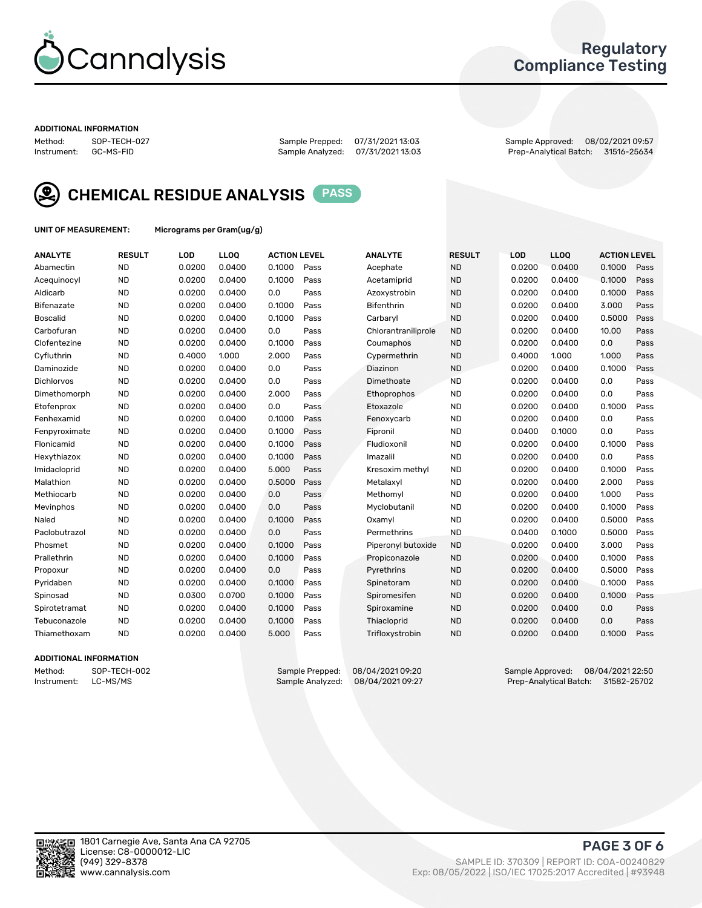# Cannalysis

## Regulatory Compliance Testing

**ADDITIONAL INFORMATION**

Method: SOP-TECH-027
Instrument: GC-MS-FID

Sample Prepped: 07/31/2021 13:03
Sample Analyzed: 07/31/2021 13:03

Sample Approved: 08/02/2021 09:57
Prep-Analytical Batch: 31516-25634

## CHEMICAL RESIDUE ANALYSIS PASS

**UNIT OF MEASUREMENT:** Micrograms per Gram(ug/g)

| ANALYTE | RESULT | LOD | LLOQ | ACTION LEVEL | | ANALYTE | RESULT | LOD | LLOQ | ACTION LEVEL | |
|---|---|---|---|---|---|---|---|---|---|---|---|
| Abamectin | ND | 0.0200 | 0.0400 | 0.1000 | Pass | Acephate | ND | 0.0200 | 0.0400 | 0.1000 | Pass |
| Acequinocyl | ND | 0.0200 | 0.0400 | 0.1000 | Pass | Acetamiprid | ND | 0.0200 | 0.0400 | 0.1000 | Pass |
| Aldicarb | ND | 0.0200 | 0.0400 | 0.0 | Pass | Azoxystrobin | ND | 0.0200 | 0.0400 | 0.1000 | Pass |
| Bifenazate | ND | 0.0200 | 0.0400 | 0.1000 | Pass | Bifenthrin | ND | 0.0200 | 0.0400 | 3.000 | Pass |
| Boscalid | ND | 0.0200 | 0.0400 | 0.1000 | Pass | Carbaryl | ND | 0.0200 | 0.0400 | 0.5000 | Pass |
| Carbofuran | ND | 0.0200 | 0.0400 | 0.0 | Pass | Chlorantraniliprole | ND | 0.0200 | 0.0400 | 10.00 | Pass |
| Clofentezine | ND | 0.0200 | 0.0400 | 0.1000 | Pass | Coumaphos | ND | 0.0200 | 0.0400 | 0.0 | Pass |
| Cyfluthrin | ND | 0.4000 | 1.000 | 2.000 | Pass | Cypermethrin | ND | 0.4000 | 1.000 | 1.000 | Pass |
| Daminozide | ND | 0.0200 | 0.0400 | 0.0 | Pass | Diazinon | ND | 0.0200 | 0.0400 | 0.1000 | Pass |
| Dichlorvos | ND | 0.0200 | 0.0400 | 0.0 | Pass | Dimethoate | ND | 0.0200 | 0.0400 | 0.0 | Pass |
| Dimethomorph | ND | 0.0200 | 0.0400 | 2.000 | Pass | Ethoprophos | ND | 0.0200 | 0.0400 | 0.0 | Pass |
| Etofenprox | ND | 0.0200 | 0.0400 | 0.0 | Pass | Etoxazole | ND | 0.0200 | 0.0400 | 0.1000 | Pass |
| Fenhexamid | ND | 0.0200 | 0.0400 | 0.1000 | Pass | Fenoxycarb | ND | 0.0200 | 0.0400 | 0.0 | Pass |
| Fenpyroximate | ND | 0.0200 | 0.0400 | 0.1000 | Pass | Fipronil | ND | 0.0400 | 0.1000 | 0.0 | Pass |
| Flonicamid | ND | 0.0200 | 0.0400 | 0.1000 | Pass | Fludioxonil | ND | 0.0200 | 0.0400 | 0.1000 | Pass |
| Hexythiazox | ND | 0.0200 | 0.0400 | 0.1000 | Pass | Imazalil | ND | 0.0200 | 0.0400 | 0.0 | Pass |
| Imidacloprid | ND | 0.0200 | 0.0400 | 5.000 | Pass | Kresoxim methyl | ND | 0.0200 | 0.0400 | 0.1000 | Pass |
| Malathion | ND | 0.0200 | 0.0400 | 0.5000 | Pass | Metalaxyl | ND | 0.0200 | 0.0400 | 2.000 | Pass |
| Methiocarb | ND | 0.0200 | 0.0400 | 0.0 | Pass | Methomyl | ND | 0.0200 | 0.0400 | 1.000 | Pass |
| Mevinphos | ND | 0.0200 | 0.0400 | 0.0 | Pass | Myclobutanil | ND | 0.0200 | 0.0400 | 0.1000 | Pass |
| Naled | ND | 0.0200 | 0.0400 | 0.1000 | Pass | Oxamyl | ND | 0.0200 | 0.0400 | 0.5000 | Pass |
| Paclobutrazol | ND | 0.0200 | 0.0400 | 0.0 | Pass | Permethrins | ND | 0.0400 | 0.1000 | 0.5000 | Pass |
| Phosmet | ND | 0.0200 | 0.0400 | 0.1000 | Pass | Piperonyl butoxide | ND | 0.0200 | 0.0400 | 3.000 | Pass |
| Prallethrin | ND | 0.0200 | 0.0400 | 0.1000 | Pass | Propiconazole | ND | 0.0200 | 0.0400 | 0.1000 | Pass |
| Propoxur | ND | 0.0200 | 0.0400 | 0.0 | Pass | Pyrethrins | ND | 0.0200 | 0.0400 | 0.5000 | Pass |
| Pyridaben | ND | 0.0200 | 0.0400 | 0.1000 | Pass | Spinetoram | ND | 0.0200 | 0.0400 | 0.1000 | Pass |
| Spinosad | ND | 0.0300 | 0.0700 | 0.1000 | Pass | Spiromesifen | ND | 0.0200 | 0.0400 | 0.1000 | Pass |
| Spirotetramat | ND | 0.0200 | 0.0400 | 0.1000 | Pass | Spiroxamine | ND | 0.0200 | 0.0400 | 0.0 | Pass |
| Tebuconazole | ND | 0.0200 | 0.0400 | 0.1000 | Pass | Thiacloprid | ND | 0.0200 | 0.0400 | 0.0 | Pass |
| Thiamethoxam | ND | 0.0200 | 0.0400 | 5.000 | Pass | Trifloxystrobin | ND | 0.0200 | 0.0400 | 0.1000 | Pass |

**ADDITIONAL INFORMATION**

Method: SOP-TECH-002
Instrument: LC-MS/MS

Sample Prepped: 08/04/2021 09:20
Sample Analyzed: 08/04/2021 09:27

Sample Approved: 08/04/2021 22:50
Prep-Analytical Batch: 31582-25702

1801 Carnegie Ave, Santa Ana CA 92705
License: C8-0000012-LIC
(949) 329-8378
www.cannalysis.com

SAMPLE ID: 370309 | REPORT ID: COA-00240829
Exp: 08/05/2022 | ISO/IEC 17025:2017 Accredited | #93948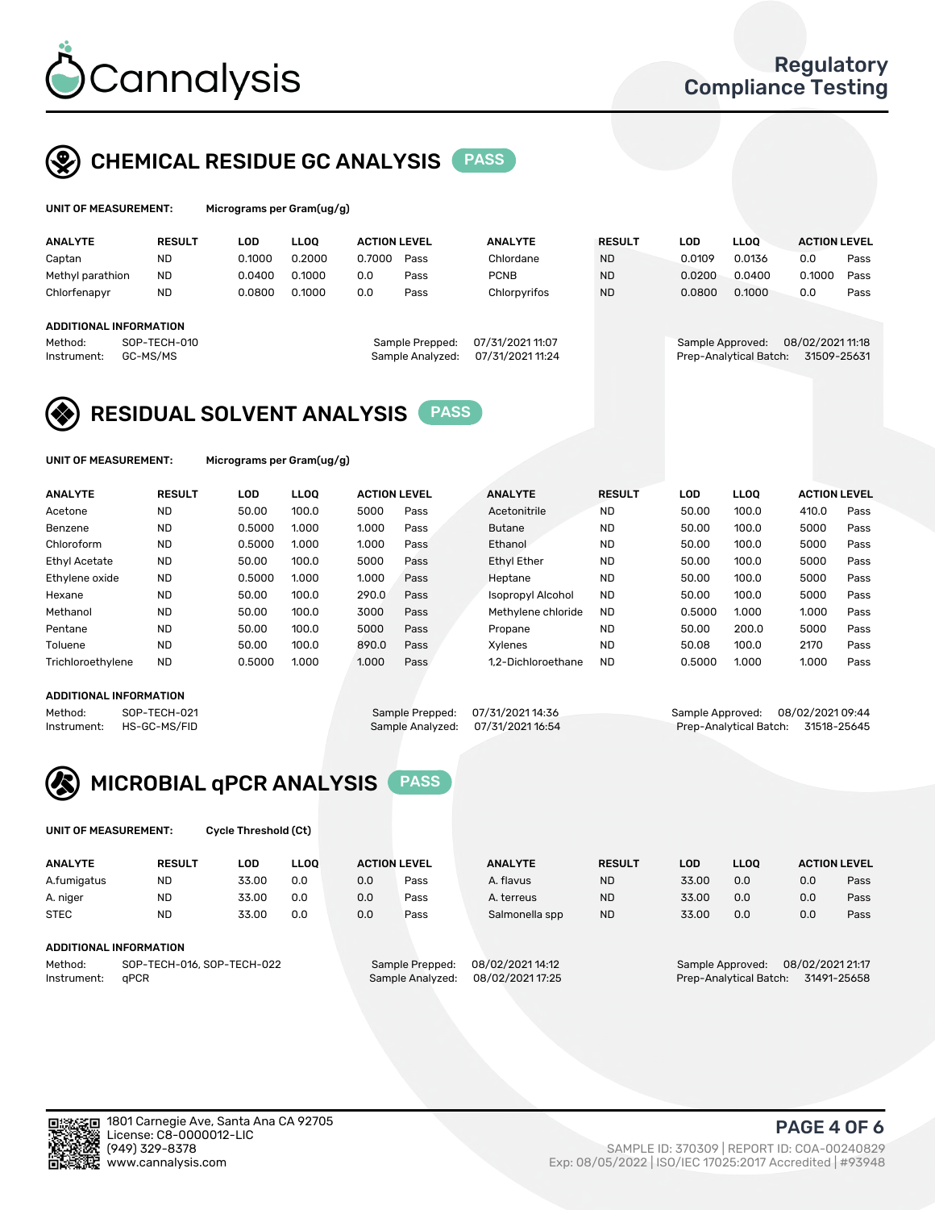## CHEMICAL RESIDUE GC ANALYSIS PASS

**UNIT OF MEASUREMENT:** Micrograms per Gram(ug/g)

| ANALYTE | RESULT | LOD | LLOQ | ACTION LEVEL | | ANALYTE | RESULT | LOD | LLOQ | ACTION LEVEL | |
|---|---|---|---|---|---|---|---|---|---|---|---|
| Captan | ND | 0.1000 | 0.2000 | 0.7000 | Pass | Chlordane | ND | 0.0109 | 0.0136 | 0.0 | Pass |
| Methyl parathion | ND | 0.0400 | 0.1000 | 0.0 | Pass | PCNB | ND | 0.0200 | 0.0400 | 0.1000 | Pass |
| Chlorfenapyr | ND | 0.0800 | 0.1000 | 0.0 | Pass | Chlorpyrifos | ND | 0.0800 | 0.1000 | 0.0 | Pass |

**ADDITIONAL INFORMATION**

Method: SOP-TECH-010
Instrument: GC-MS/MS

Sample Prepped: 07/31/2021 11:07
Sample Analyzed: 07/31/2021 11:24

Sample Approved: 08/02/2021 11:18
Prep-Analytical Batch: 31509-25631

## RESIDUAL SOLVENT ANALYSIS PASS

**UNIT OF MEASUREMENT:** Micrograms per Gram(ug/g)

| ANALYTE | RESULT | LOD | LLOQ | ACTION LEVEL | | ANALYTE | RESULT | LOD | LLOQ | ACTION LEVEL | |
|---|---|---|---|---|---|---|---|---|---|---|---|
| Acetone | ND | 50.00 | 100.0 | 5000 | Pass | Acetonitrile | ND | 50.00 | 100.0 | 410.0 | Pass |
| Benzene | ND | 0.5000 | 1.000 | 1.000 | Pass | Butane | ND | 50.00 | 100.0 | 5000 | Pass |
| Chloroform | ND | 0.5000 | 1.000 | 1.000 | Pass | Ethanol | ND | 50.00 | 100.0 | 5000 | Pass |
| Ethyl Acetate | ND | 50.00 | 100.0 | 5000 | Pass | Ethyl Ether | ND | 50.00 | 100.0 | 5000 | Pass |
| Ethylene oxide | ND | 0.5000 | 1.000 | 1.000 | Pass | Heptane | ND | 50.00 | 100.0 | 5000 | Pass |
| Hexane | ND | 50.00 | 100.0 | 290.0 | Pass | Isopropyl Alcohol | ND | 50.00 | 100.0 | 5000 | Pass |
| Methanol | ND | 50.00 | 100.0 | 3000 | Pass | Methylene chloride | ND | 0.5000 | 1.000 | 1.000 | Pass |
| Pentane | ND | 50.00 | 100.0 | 5000 | Pass | Propane | ND | 50.00 | 200.0 | 5000 | Pass |
| Toluene | ND | 50.00 | 100.0 | 890.0 | Pass | Xylenes | ND | 50.08 | 100.0 | 2170 | Pass |
| Trichloroethylene | ND | 0.5000 | 1.000 | 1.000 | Pass | 1,2-Dichloroethane | ND | 0.5000 | 1.000 | 1.000 | Pass |

**ADDITIONAL INFORMATION**

Method: SOP-TECH-021
Instrument: HS-GC-MS/FID

Sample Prepped: 07/31/2021 14:36
Sample Analyzed: 07/31/2021 16:54

Sample Approved: 08/02/2021 09:44
Prep-Analytical Batch: 31518-25645

## MICROBIAL qPCR ANALYSIS PASS

**UNIT OF MEASUREMENT:** Cycle Threshold (Ct)

| ANALYTE | RESULT | LOD | LLOQ | ACTION LEVEL | | ANALYTE | RESULT | LOD | LLOQ | ACTION LEVEL | |
|---|---|---|---|---|---|---|---|---|---|---|---|
| A.fumigatus | ND | 33.00 | 0.0 | 0.0 | Pass | A. flavus | ND | 33.00 | 0.0 | 0.0 | Pass |
| A. niger | ND | 33.00 | 0.0 | 0.0 | Pass | A. terreus | ND | 33.00 | 0.0 | 0.0 | Pass |
| STEC | ND | 33.00 | 0.0 | 0.0 | Pass | Salmonella spp | ND | 33.00 | 0.0 | 0.0 | Pass |

**ADDITIONAL INFORMATION**

Method: SOP-TECH-016, SOP-TECH-022
Instrument: qPCR

Sample Prepped: 08/02/2021 14:12
Sample Analyzed: 08/02/2021 17:25

Sample Approved: 08/02/2021 21:17
Prep-Analytical Batch: 31491-25658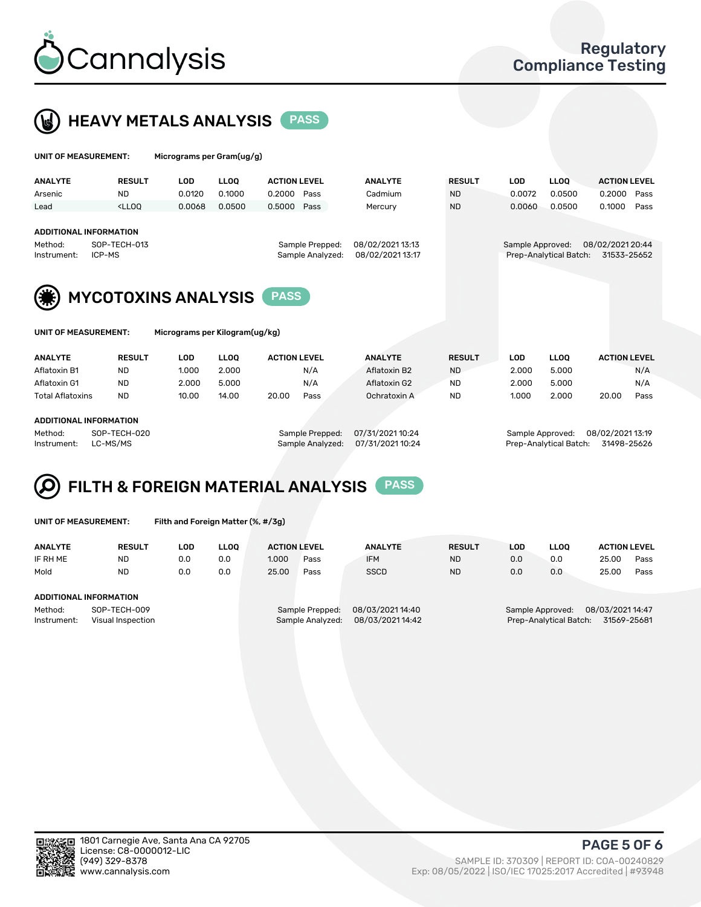Cannalysis

Regulatory Compliance Testing

## HEAVY METALS ANALYSIS PASS

**UNIT OF MEASUREMENT:** Micrograms per Gram(ug/g)

| ANALYTE | RESULT | LOD | LLOQ | ACTION LEVEL | | ANALYTE | RESULT | LOD | LLOQ | ACTION LEVEL | |
|---|---|---|---|---|---|---|---|---|---|---|---|
| Arsenic | ND | 0.0120 | 0.1000 | 0.2000 | Pass | Cadmium | ND | 0.0072 | 0.0500 | 0.2000 | Pass |
| Lead | <LLOQ | 0.0068 | 0.0500 | 0.5000 | Pass | Mercury | ND | 0.0060 | 0.0500 | 0.1000 | Pass |

**ADDITIONAL INFORMATION**

Method: SOP-TECH-013
Instrument: ICP-MS
Sample Prepped: 08/02/2021 13:13
Sample Analyzed: 08/02/2021 13:17
Sample Approved: 08/02/2021 20:44
Prep-Analytical Batch: 31533-25652

## MYCOTOXINS ANALYSIS PASS

**UNIT OF MEASUREMENT:** Micrograms per Kilogram(ug/kg)

| ANALYTE | RESULT | LOD | LLOQ | ACTION LEVEL | | ANALYTE | RESULT | LOD | LLOQ | ACTION LEVEL | |
|---|---|---|---|---|---|---|---|---|---|---|---|
| Aflatoxin B1 | ND | 1.000 | 2.000 | | N/A | Aflatoxin B2 | ND | 2.000 | 5.000 | | N/A |
| Aflatoxin G1 | ND | 2.000 | 5.000 | | N/A | Aflatoxin G2 | ND | 2.000 | 5.000 | | N/A |
| Total Aflatoxins | ND | 10.00 | 14.00 | 20.00 | Pass | Ochratoxin A | ND | 1.000 | 2.000 | 20.00 | Pass |

**ADDITIONAL INFORMATION**

Method: SOP-TECH-020
Instrument: LC-MS/MS
Sample Prepped: 07/31/2021 10:24
Sample Analyzed: 07/31/2021 10:24
Sample Approved: 08/02/2021 13:19
Prep-Analytical Batch: 31498-25626

## FILTH & FOREIGN MATERIAL ANALYSIS PASS

**UNIT OF MEASUREMENT:** Filth and Foreign Matter (%, #/3g)

| ANALYTE | RESULT | LOD | LLOQ | ACTION LEVEL | | ANALYTE | RESULT | LOD | LLOQ | ACTION LEVEL | |
|---|---|---|---|---|---|---|---|---|---|---|---|
| IF RH ME | ND | 0.0 | 0.0 | 1.000 | Pass | IFM | ND | 0.0 | 0.0 | 25.00 | Pass |
| Mold | ND | 0.0 | 0.0 | 25.00 | Pass | SSCD | ND | 0.0 | 0.0 | 25.00 | Pass |

**ADDITIONAL INFORMATION**

Method: SOP-TECH-009
Instrument: Visual Inspection
Sample Prepped: 08/03/2021 14:40
Sample Analyzed: 08/03/2021 14:42
Sample Approved: 08/03/2021 14:47
Prep-Analytical Batch: 31569-25681

1801 Carnegie Ave, Santa Ana CA 92705
License: C8-0000012-LIC
(949) 329-8378
www.cannalysis.com

SAMPLE ID: 370309 | REPORT ID: COA-00240829
Exp: 08/05/2022 | ISO/IEC 17025:2017 Accredited | #93948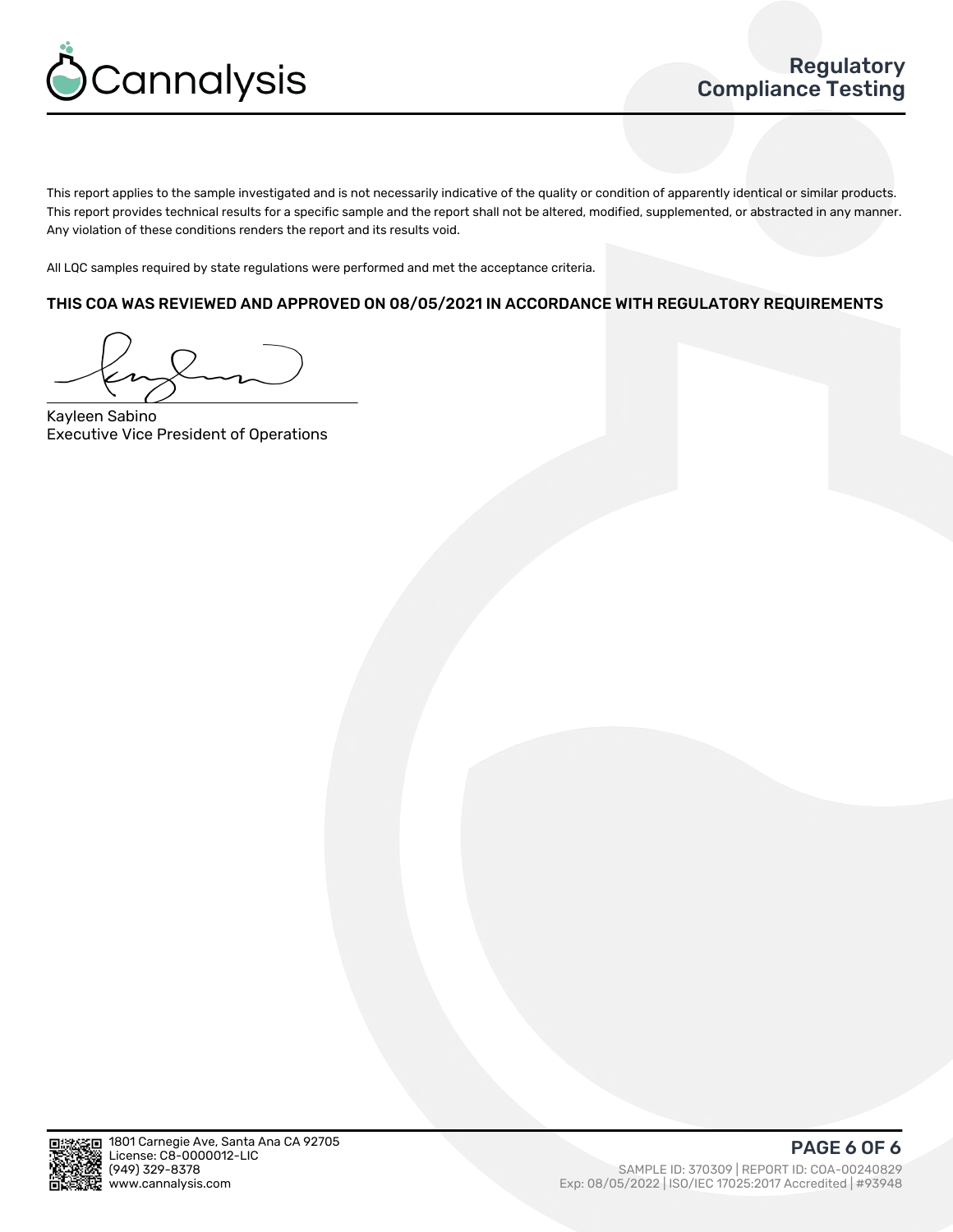This report applies to the sample investigated and is not necessarily indicative of the quality or condition of apparently identical or similar products. This report provides technical results for a specific sample and the report shall not be altered, modified, supplemented, or abstracted in any manner. Any violation of these conditions renders the report and its results void.

All LQC samples required by state regulations were performed and met the acceptance criteria.

**THIS COA WAS REVIEWED AND APPROVED ON 08/05/2021 IN ACCORDANCE WITH REGULATORY REQUIREMENTS**

Kayleen Sabino
Executive Vice President of Operations

1801 Carnegie Ave, Santa Ana CA 92705
License: C8-0000012-LIC
(949) 329-8378
www.cannalysis.com

SAMPLE ID: 370309 | REPORT ID: COA-00240829
Exp: 08/05/2022 | ISO/IEC 17025:2017 Accredited | #93948